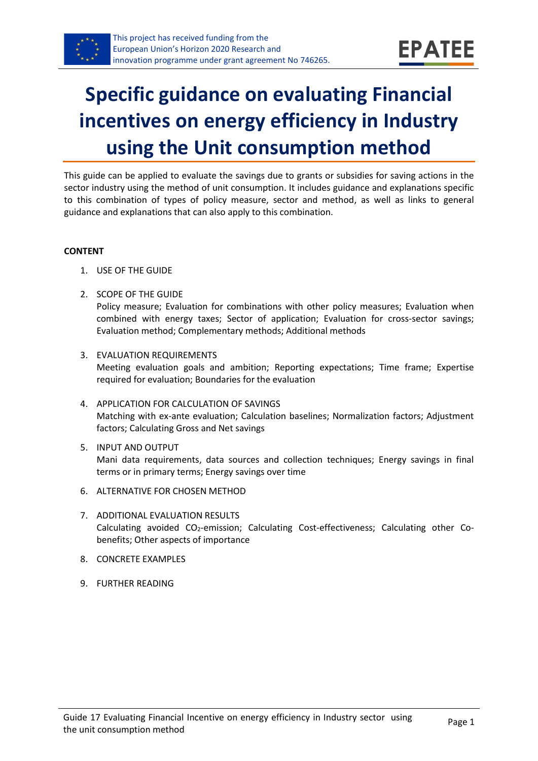This project has received funding from the European Union's Horizon 2020 Research and innovation programme under grant agreement No 746265.

EPATEE

# Specific guidance on evaluating Financial incentives on energy efficiency in Industry using the Unit consumption method

This guide can be applied to evaluate the savings due to grants or subsidies for saving actions in the sector industry using the method of unit consumption. It includes guidance and explanations specific to this combination of types of policy measure, sector and method, as well as links to general guidance and explanations that can also apply to this combination.

**CONTENT**

1. USE OF THE GUIDE
2. SCOPE OF THE GUIDE
   Policy measure; Evaluation for combinations with other policy measures; Evaluation when combined with energy taxes; Sector of application; Evaluation for cross-sector savings; Evaluation method; Complementary methods; Additional methods
3. EVALUATION REQUIREMENTS
   Meeting evaluation goals and ambition; Reporting expectations; Time frame; Expertise required for evaluation; Boundaries for the evaluation
4. APPLICATION FOR CALCULATION OF SAVINGS
   Matching with ex-ante evaluation; Calculation baselines; Normalization factors; Adjustment factors; Calculating Gross and Net savings
5. INPUT AND OUTPUT
   Mani data requirements, data sources and collection techniques; Energy savings in final terms or in primary terms; Energy savings over time
6. ALTERNATIVE FOR CHOSEN METHOD
7. ADDITIONAL EVALUATION RESULTS
   Calculating avoided $CO_2$-emission; Calculating Cost-effectiveness; Calculating other Co-benefits; Other aspects of importance
8. CONCRETE EXAMPLES
9. FURTHER READING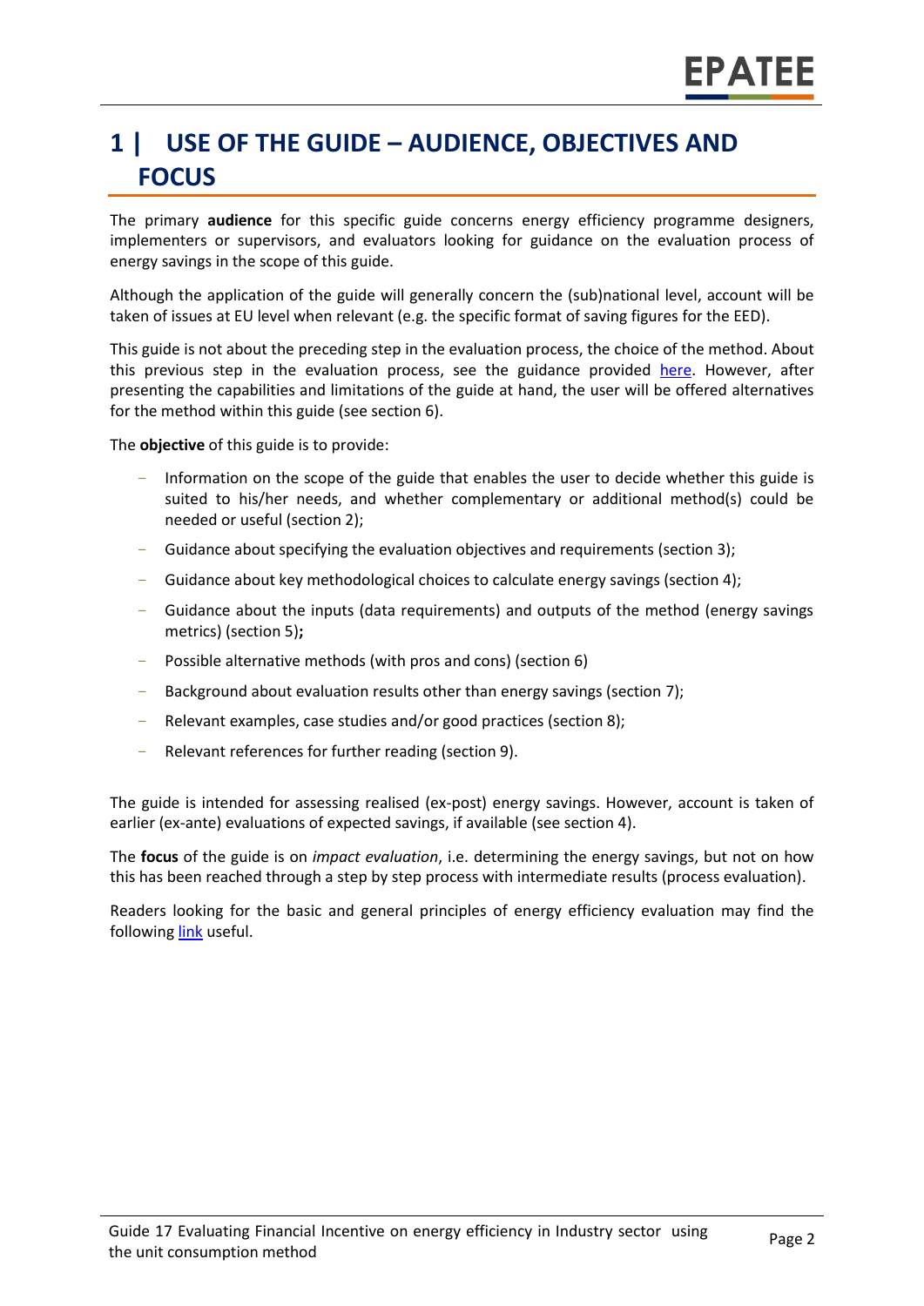# 1 | USE OF THE GUIDE – AUDIENCE, OBJECTIVES AND FOCUS

The primary **audience** for this specific guide concerns energy efficiency programme designers, implementers or supervisors, and evaluators looking for guidance on the evaluation process of energy savings in the scope of this guide.

Although the application of the guide will generally concern the (sub)national level, account will be taken of issues at EU level when relevant (e.g. the specific format of saving figures for the EED).

This guide is not about the preceding step in the evaluation process, the choice of the method. About this previous step in the evaluation process, see the guidance provided here. However, after presenting the capabilities and limitations of the guide at hand, the user will be offered alternatives for the method within this guide (see section 6).

The **objective** of this guide is to provide:

- Information on the scope of the guide that enables the user to decide whether this guide is suited to his/her needs, and whether complementary or additional method(s) could be needed or useful (section 2);
- Guidance about specifying the evaluation objectives and requirements (section 3);
- Guidance about key methodological choices to calculate energy savings (section 4);
- Guidance about the inputs (data requirements) and outputs of the method (energy savings metrics) (section 5)**;**
- Possible alternative methods (with pros and cons) (section 6)
- Background about evaluation results other than energy savings (section 7);
- Relevant examples, case studies and/or good practices (section 8);
- Relevant references for further reading (section 9).

The guide is intended for assessing realised (ex-post) energy savings. However, account is taken of earlier (ex-ante) evaluations of expected savings, if available (see section 4).

The **focus** of the guide is on *impact evaluation*, i.e. determining the energy savings, but not on how this has been reached through a step by step process with intermediate results (process evaluation).

Readers looking for the basic and general principles of energy efficiency evaluation may find the following link useful.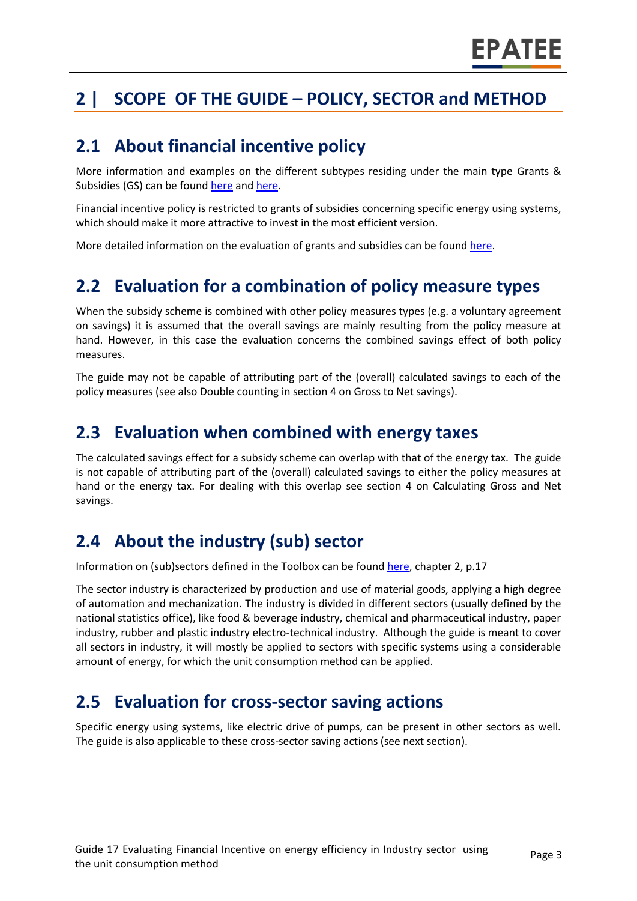# 2 | SCOPE OF THE GUIDE – POLICY, SECTOR and METHOD

## 2.1 About financial incentive policy

More information and examples on the different subtypes residing under the main type Grants & Subsidies (GS) can be found here and here.

Financial incentive policy is restricted to grants of subsidies concerning specific energy using systems, which should make it more attractive to invest in the most efficient version.

More detailed information on the evaluation of grants and subsidies can be found here.

## 2.2 Evaluation for a combination of policy measure types

When the subsidy scheme is combined with other policy measures types (e.g. a voluntary agreement on savings) it is assumed that the overall savings are mainly resulting from the policy measure at hand. However, in this case the evaluation concerns the combined savings effect of both policy measures.

The guide may not be capable of attributing part of the (overall) calculated savings to each of the policy measures (see also Double counting in section 4 on Gross to Net savings).

## 2.3 Evaluation when combined with energy taxes

The calculated savings effect for a subsidy scheme can overlap with that of the energy tax. The guide is not capable of attributing part of the (overall) calculated savings to either the policy measures at hand or the energy tax. For dealing with this overlap see section 4 on Calculating Gross and Net savings.

## 2.4 About the industry (sub) sector

Information on (sub)sectors defined in the Toolbox can be found here, chapter 2, p.17

The sector industry is characterized by production and use of material goods, applying a high degree of automation and mechanization. The industry is divided in different sectors (usually defined by the national statistics office), like food & beverage industry, chemical and pharmaceutical industry, paper industry, rubber and plastic industry electro-technical industry. Although the guide is meant to cover all sectors in industry, it will mostly be applied to sectors with specific systems using a considerable amount of energy, for which the unit consumption method can be applied.

## 2.5 Evaluation for cross-sector saving actions

Specific energy using systems, like electric drive of pumps, can be present in other sectors as well. The guide is also applicable to these cross-sector saving actions (see next section).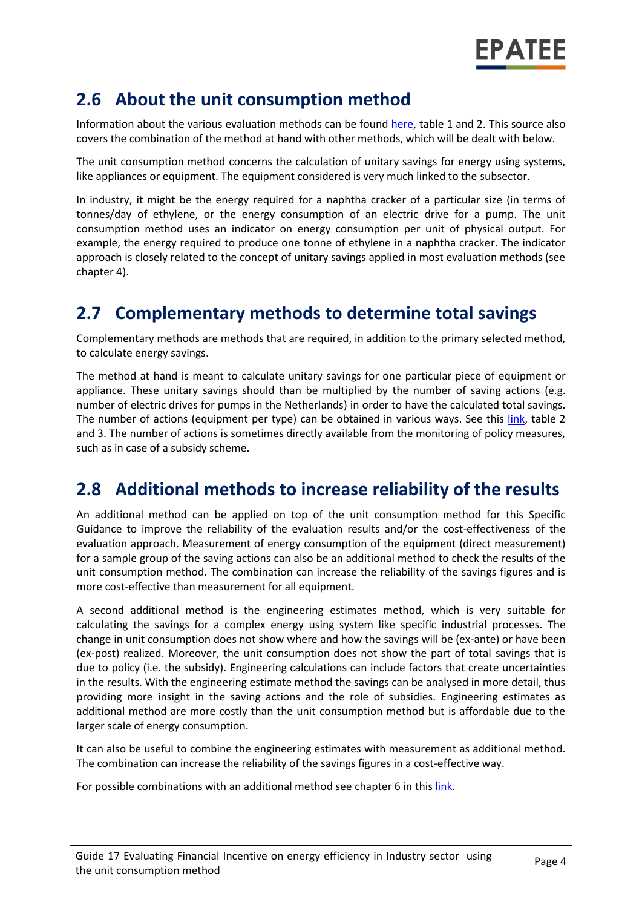## 2.6 About the unit consumption method

Information about the various evaluation methods can be found here, table 1 and 2. This source also covers the combination of the method at hand with other methods, which will be dealt with below.

The unit consumption method concerns the calculation of unitary savings for energy using systems, like appliances or equipment. The equipment considered is very much linked to the subsector.

In industry, it might be the energy required for a naphtha cracker of a particular size (in terms of tonnes/day of ethylene, or the energy consumption of an electric drive for a pump. The unit consumption method uses an indicator on energy consumption per unit of physical output. For example, the energy required to produce one tonne of ethylene in a naphtha cracker. The indicator approach is closely related to the concept of unitary savings applied in most evaluation methods (see chapter 4).

## 2.7 Complementary methods to determine total savings

Complementary methods are methods that are required, in addition to the primary selected method, to calculate energy savings.

The method at hand is meant to calculate unitary savings for one particular piece of equipment or appliance. These unitary savings should than be multiplied by the number of saving actions (e.g. number of electric drives for pumps in the Netherlands) in order to have the calculated total savings. The number of actions (equipment per type) can be obtained in various ways. See this link, table 2 and 3. The number of actions is sometimes directly available from the monitoring of policy measures, such as in case of a subsidy scheme.

## 2.8 Additional methods to increase reliability of the results

An additional method can be applied on top of the unit consumption method for this Specific Guidance to improve the reliability of the evaluation results and/or the cost-effectiveness of the evaluation approach. Measurement of energy consumption of the equipment (direct measurement) for a sample group of the saving actions can also be an additional method to check the results of the unit consumption method. The combination can increase the reliability of the savings figures and is more cost-effective than measurement for all equipment.

A second additional method is the engineering estimates method, which is very suitable for calculating the savings for a complex energy using system like specific industrial processes. The change in unit consumption does not show where and how the savings will be (ex-ante) or have been (ex-post) realized. Moreover, the unit consumption does not show the part of total savings that is due to policy (i.e. the subsidy). Engineering calculations can include factors that create uncertainties in the results. With the engineering estimate method the savings can be analysed in more detail, thus providing more insight in the saving actions and the role of subsidies. Engineering estimates as additional method are more costly than the unit consumption method but is affordable due to the larger scale of energy consumption.

It can also be useful to combine the engineering estimates with measurement as additional method. The combination can increase the reliability of the savings figures in a cost-effective way.

For possible combinations with an additional method see chapter 6 in this link.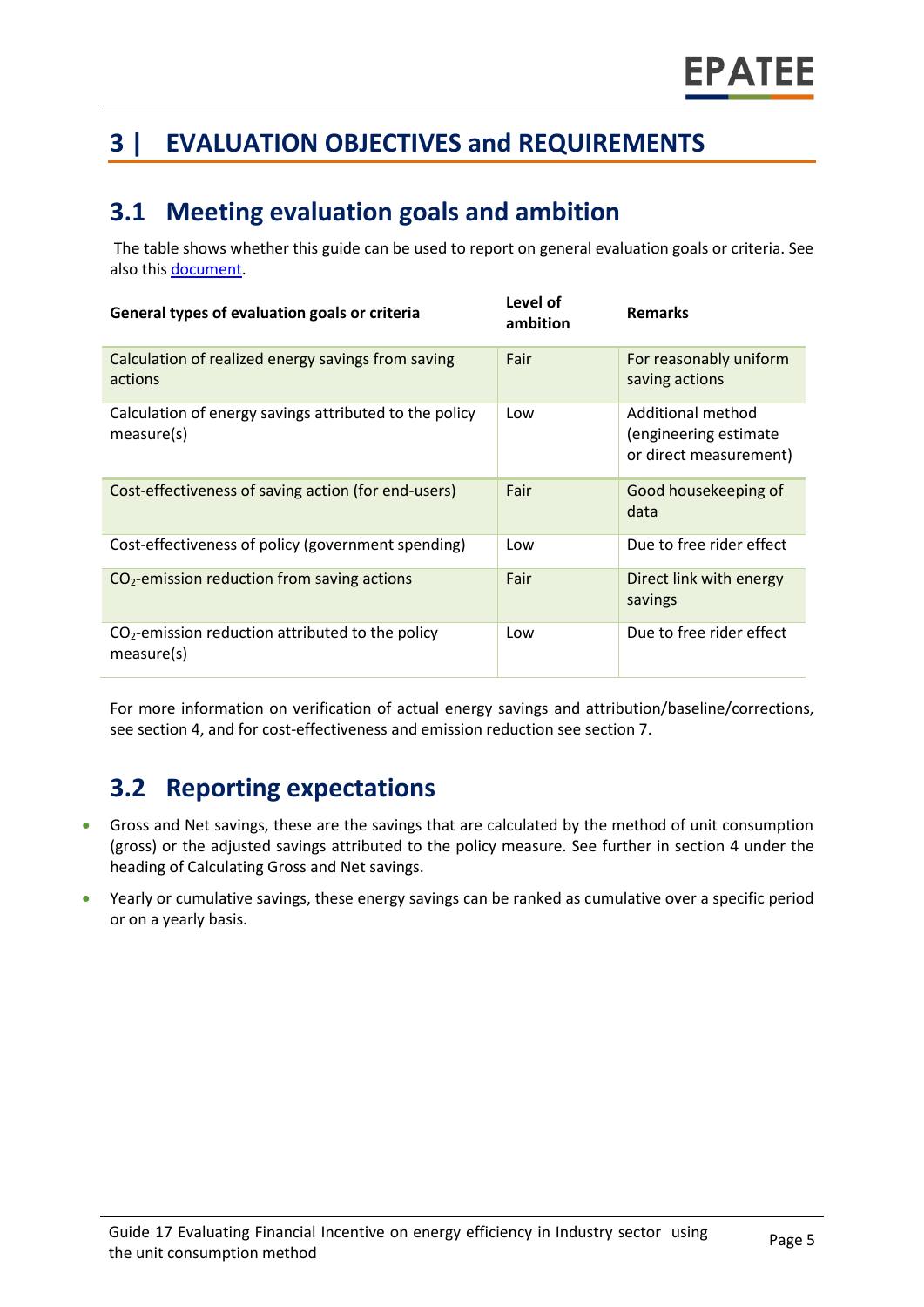# 3 | EVALUATION OBJECTIVES and REQUIREMENTS

## 3.1 Meeting evaluation goals and ambition

The table shows whether this guide can be used to report on general evaluation goals or criteria. See also this [document](document).

| General types of evaluation goals or criteria | Level of ambition | Remarks |
|---|---|---|
| Calculation of realized energy savings from saving actions | Fair | For reasonably uniform saving actions |
| Calculation of energy savings attributed to the policy measure(s) | Low | Additional method (engineering estimate or direct measurement) |
| Cost-effectiveness of saving action (for end-users) | Fair | Good housekeeping of data |
| Cost-effectiveness of policy (government spending) | Low | Due to free rider effect |
| $CO_2$-emission reduction from saving actions | Fair | Direct link with energy savings |
| $CO_2$-emission reduction attributed to the policy measure(s) | Low | Due to free rider effect |

For more information on verification of actual energy savings and attribution/baseline/corrections, see section 4, and for cost-effectiveness and emission reduction see section 7.

## 3.2 Reporting expectations

- Gross and Net savings, these are the savings that are calculated by the method of unit consumption (gross) or the adjusted savings attributed to the policy measure. See further in section 4 under the heading of Calculating Gross and Net savings.
- Yearly or cumulative savings, these energy savings can be ranked as cumulative over a specific period or on a yearly basis.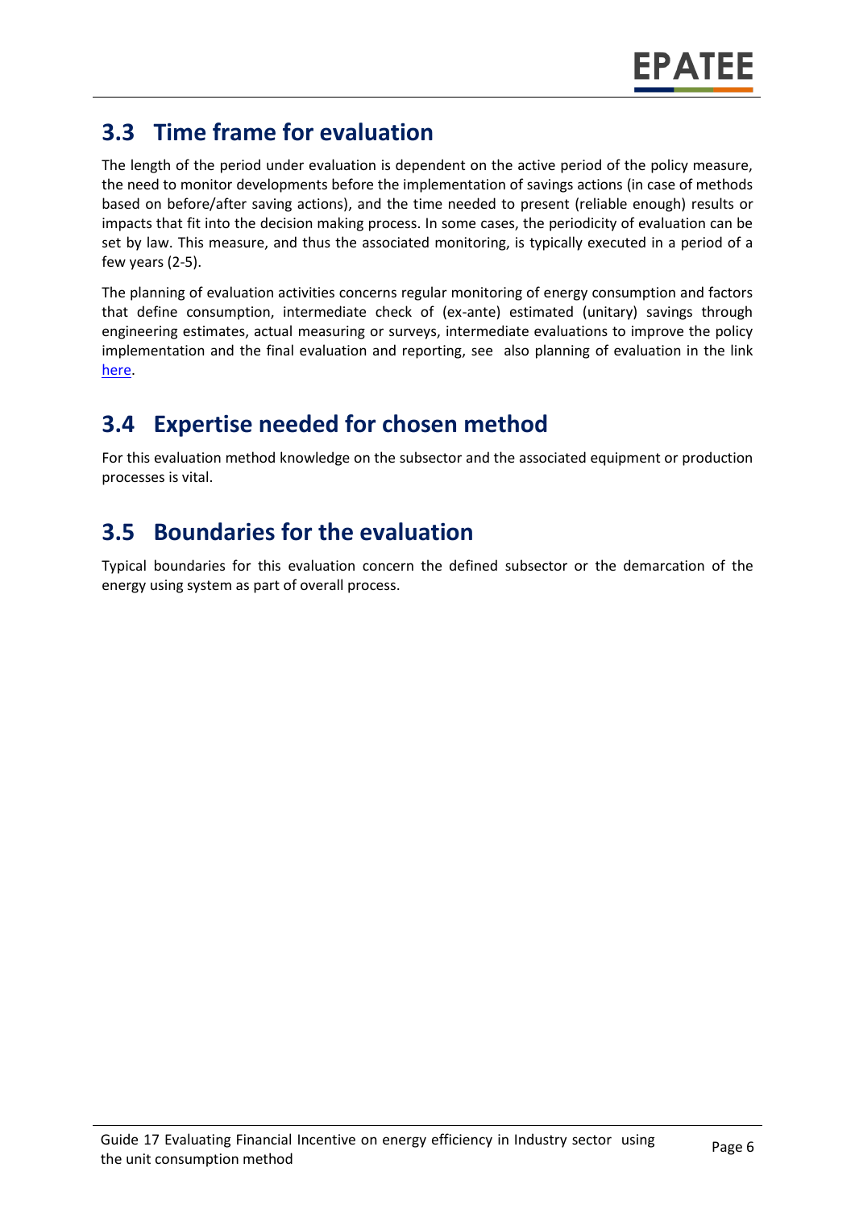## 3.3 Time frame for evaluation

The length of the period under evaluation is dependent on the active period of the policy measure, the need to monitor developments before the implementation of savings actions (in case of methods based on before/after saving actions), and the time needed to present (reliable enough) results or impacts that fit into the decision making process. In some cases, the periodicity of evaluation can be set by law. This measure, and thus the associated monitoring, is typically executed in a period of a few years (2-5).

The planning of evaluation activities concerns regular monitoring of energy consumption and factors that define consumption, intermediate check of (ex-ante) estimated (unitary) savings through engineering estimates, actual measuring or surveys, intermediate evaluations to improve the policy implementation and the final evaluation and reporting, see also planning of evaluation in the link here.

## 3.4 Expertise needed for chosen method

For this evaluation method knowledge on the subsector and the associated equipment or production processes is vital.

## 3.5 Boundaries for the evaluation

Typical boundaries for this evaluation concern the defined subsector or the demarcation of the energy using system as part of overall process.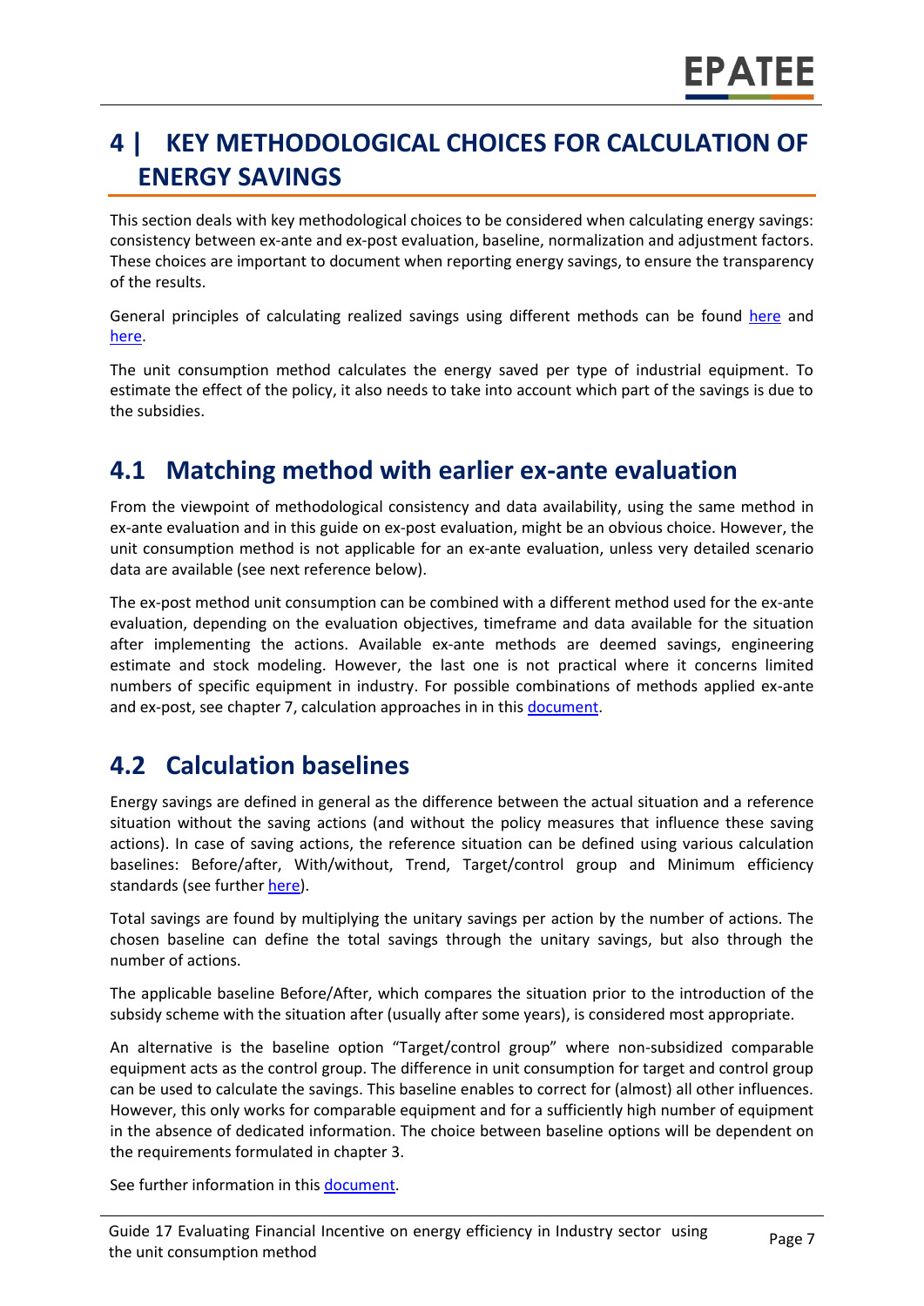# 4 | KEY METHODOLOGICAL CHOICES FOR CALCULATION OF ENERGY SAVINGS

This section deals with key methodological choices to be considered when calculating energy savings: consistency between ex-ante and ex-post evaluation, baseline, normalization and adjustment factors. These choices are important to document when reporting energy savings, to ensure the transparency of the results.

General principles of calculating realized savings using different methods can be found here and here.

The unit consumption method calculates the energy saved per type of industrial equipment. To estimate the effect of the policy, it also needs to take into account which part of the savings is due to the subsidies.

## 4.1 Matching method with earlier ex-ante evaluation

From the viewpoint of methodological consistency and data availability, using the same method in ex-ante evaluation and in this guide on ex-post evaluation, might be an obvious choice. However, the unit consumption method is not applicable for an ex-ante evaluation, unless very detailed scenario data are available (see next reference below).

The ex-post method unit consumption can be combined with a different method used for the ex-ante evaluation, depending on the evaluation objectives, timeframe and data available for the situation after implementing the actions. Available ex-ante methods are deemed savings, engineering estimate and stock modeling. However, the last one is not practical where it concerns limited numbers of specific equipment in industry. For possible combinations of methods applied ex-ante and ex-post, see chapter 7, calculation approaches in in this document.

## 4.2 Calculation baselines

Energy savings are defined in general as the difference between the actual situation and a reference situation without the saving actions (and without the policy measures that influence these saving actions). In case of saving actions, the reference situation can be defined using various calculation baselines: Before/after, With/without, Trend, Target/control group and Minimum efficiency standards (see further here).

Total savings are found by multiplying the unitary savings per action by the number of actions. The chosen baseline can define the total savings through the unitary savings, but also through the number of actions.

The applicable baseline Before/After, which compares the situation prior to the introduction of the subsidy scheme with the situation after (usually after some years), is considered most appropriate.

An alternative is the baseline option "Target/control group" where non-subsidized comparable equipment acts as the control group. The difference in unit consumption for target and control group can be used to calculate the savings. This baseline enables to correct for (almost) all other influences. However, this only works for comparable equipment and for a sufficiently high number of equipment in the absence of dedicated information. The choice between baseline options will be dependent on the requirements formulated in chapter 3.

See further information in this document.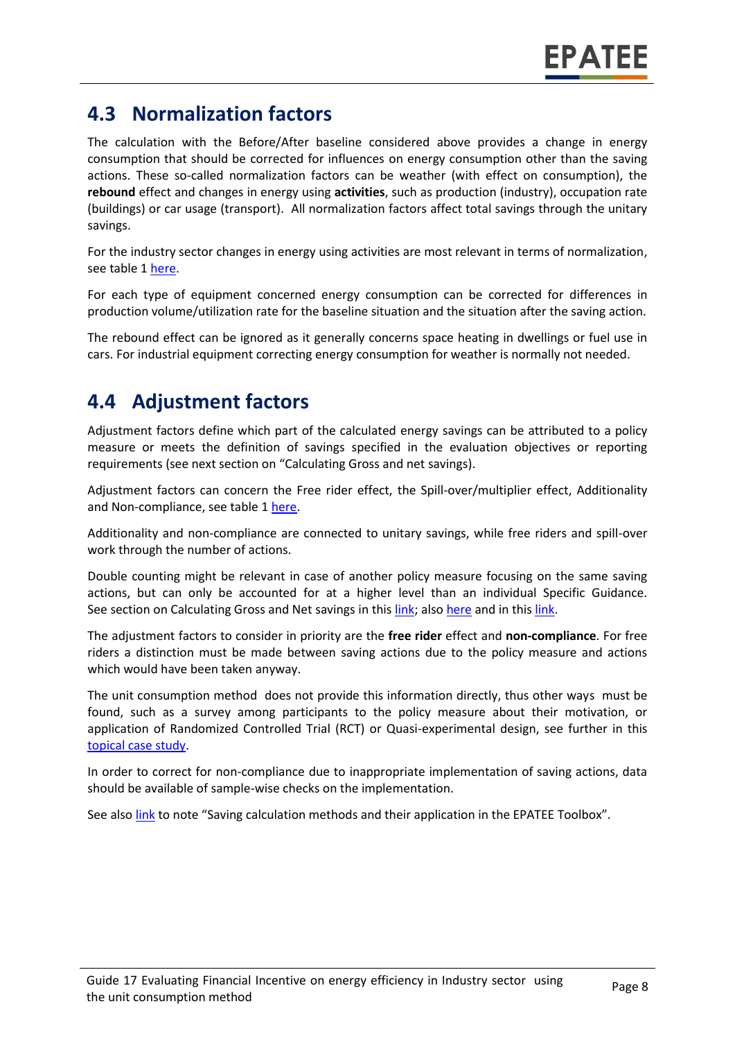## 4.3 Normalization factors

The calculation with the Before/After baseline considered above provides a change in energy consumption that should be corrected for influences on energy consumption other than the saving actions. These so-called normalization factors can be weather (with effect on consumption), the **rebound** effect and changes in energy using **activities**, such as production (industry), occupation rate (buildings) or car usage (transport). All normalization factors affect total savings through the unitary savings.

For the industry sector changes in energy using activities are most relevant in terms of normalization, see table 1 here.

For each type of equipment concerned energy consumption can be corrected for differences in production volume/utilization rate for the baseline situation and the situation after the saving action.

The rebound effect can be ignored as it generally concerns space heating in dwellings or fuel use in cars. For industrial equipment correcting energy consumption for weather is normally not needed.

## 4.4 Adjustment factors

Adjustment factors define which part of the calculated energy savings can be attributed to a policy measure or meets the definition of savings specified in the evaluation objectives or reporting requirements (see next section on "Calculating Gross and net savings).

Adjustment factors can concern the Free rider effect, the Spill-over/multiplier effect, Additionality and Non-compliance, see table 1 here.

Additionality and non-compliance are connected to unitary savings, while free riders and spill-over work through the number of actions.

Double counting might be relevant in case of another policy measure focusing on the same saving actions, but can only be accounted for at a higher level than an individual Specific Guidance. See section on Calculating Gross and Net savings in this link; also here and in this link.

The adjustment factors to consider in priority are the **free rider** effect and **non-compliance**. For free riders a distinction must be made between saving actions due to the policy measure and actions which would have been taken anyway.

The unit consumption method does not provide this information directly, thus other ways must be found, such as a survey among participants to the policy measure about their motivation, or application of Randomized Controlled Trial (RCT) or Quasi-experimental design, see further in this topical case study.

In order to correct for non-compliance due to inappropriate implementation of saving actions, data should be available of sample-wise checks on the implementation.

See also link to note "Saving calculation methods and their application in the EPATEE Toolbox".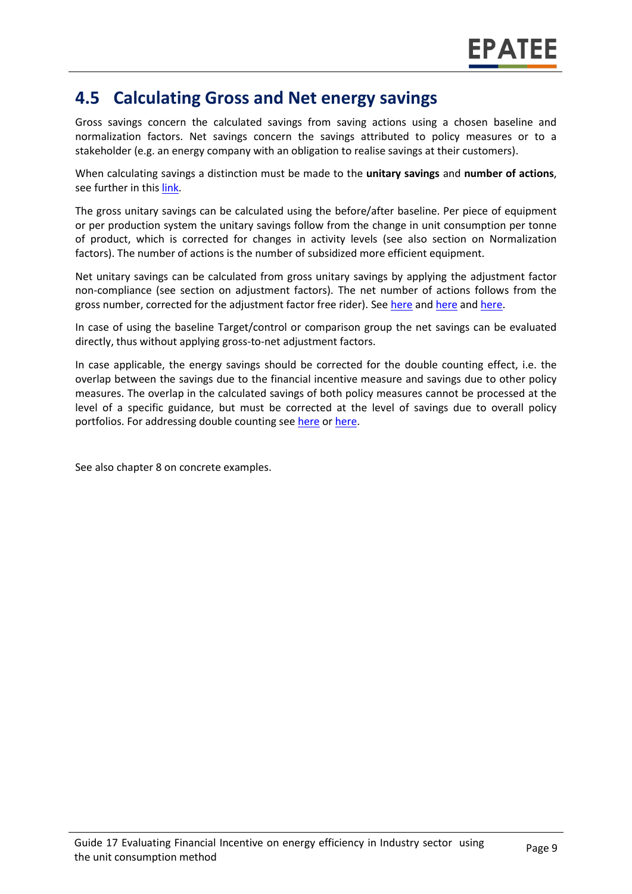## 4.5 Calculating Gross and Net energy savings

Gross savings concern the calculated savings from saving actions using a chosen baseline and normalization factors. Net savings concern the savings attributed to policy measures or to a stakeholder (e.g. an energy company with an obligation to realise savings at their customers).

When calculating savings a distinction must be made to the **unitary savings** and **number of actions**, see further in this link.

The gross unitary savings can be calculated using the before/after baseline. Per piece of equipment or per production system the unitary savings follow from the change in unit consumption per tonne of product, which is corrected for changes in activity levels (see also section on Normalization factors). The number of actions is the number of subsidized more efficient equipment.

Net unitary savings can be calculated from gross unitary savings by applying the adjustment factor non-compliance (see section on adjustment factors). The net number of actions follows from the gross number, corrected for the adjustment factor free rider). See here and here and here.

In case of using the baseline Target/control or comparison group the net savings can be evaluated directly, thus without applying gross-to-net adjustment factors.

In case applicable, the energy savings should be corrected for the double counting effect, i.e. the overlap between the savings due to the financial incentive measure and savings due to other policy measures. The overlap in the calculated savings of both policy measures cannot be processed at the level of a specific guidance, but must be corrected at the level of savings due to overall policy portfolios. For addressing double counting see here or here.

See also chapter 8 on concrete examples.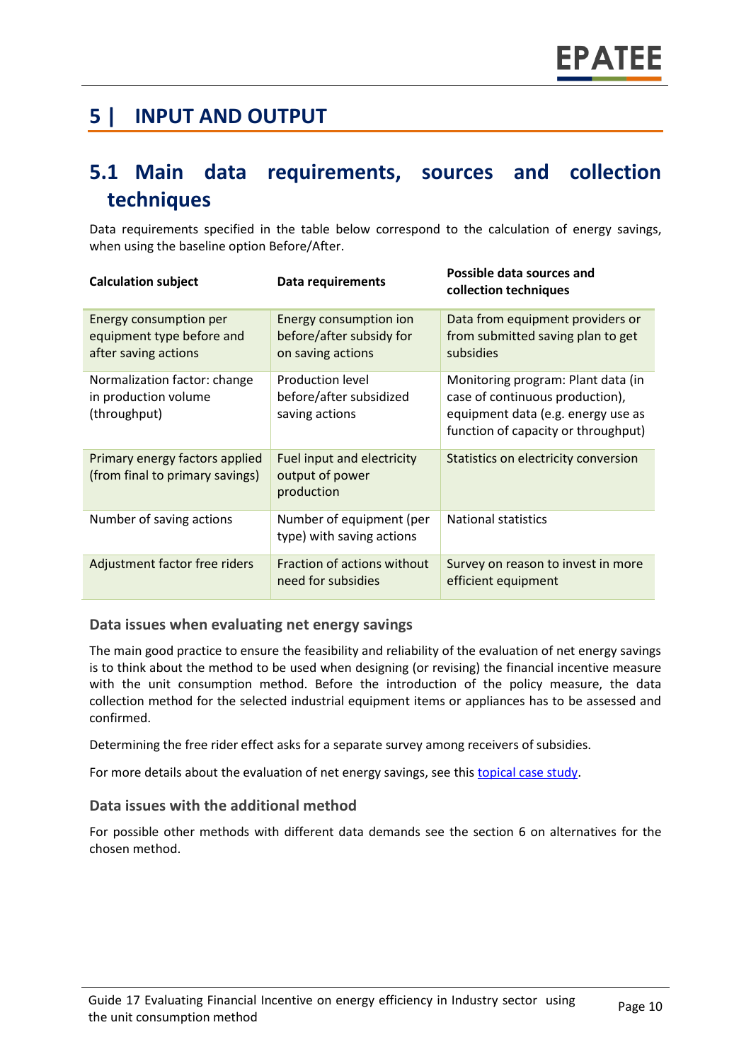# 5 | INPUT AND OUTPUT

## 5.1 Main data requirements, sources and collection techniques

Data requirements specified in the table below correspond to the calculation of energy savings, when using the baseline option Before/After.

| Calculation subject | Data requirements | Possible data sources and collection techniques |
|---|---|---|
| Energy consumption per equipment type before and after saving actions | Energy consumption ion before/after subsidy for on saving actions | Data from equipment providers or from submitted saving plan to get subsidies |
| Normalization factor: change in production volume (throughput) | Production level before/after subsidized saving actions | Monitoring program: Plant data (in case of continuous production), equipment data (e.g. energy use as function of capacity or throughput) |
| Primary energy factors applied (from final to primary savings) | Fuel input and electricity output of power production | Statistics on electricity conversion |
| Number of saving actions | Number of equipment (per type) with saving actions | National statistics |
| Adjustment factor free riders | Fraction of actions without need for subsidies | Survey on reason to invest in more efficient equipment |

### Data issues when evaluating net energy savings

The main good practice to ensure the feasibility and reliability of the evaluation of net energy savings is to think about the method to be used when designing (or revising) the financial incentive measure with the unit consumption method. Before the introduction of the policy measure, the data collection method for the selected industrial equipment items or appliances has to be assessed and confirmed.

Determining the free rider effect asks for a separate survey among receivers of subsidies.

For more details about the evaluation of net energy savings, see this topical case study.

### Data issues with the additional method

For possible other methods with different data demands see the section 6 on alternatives for the chosen method.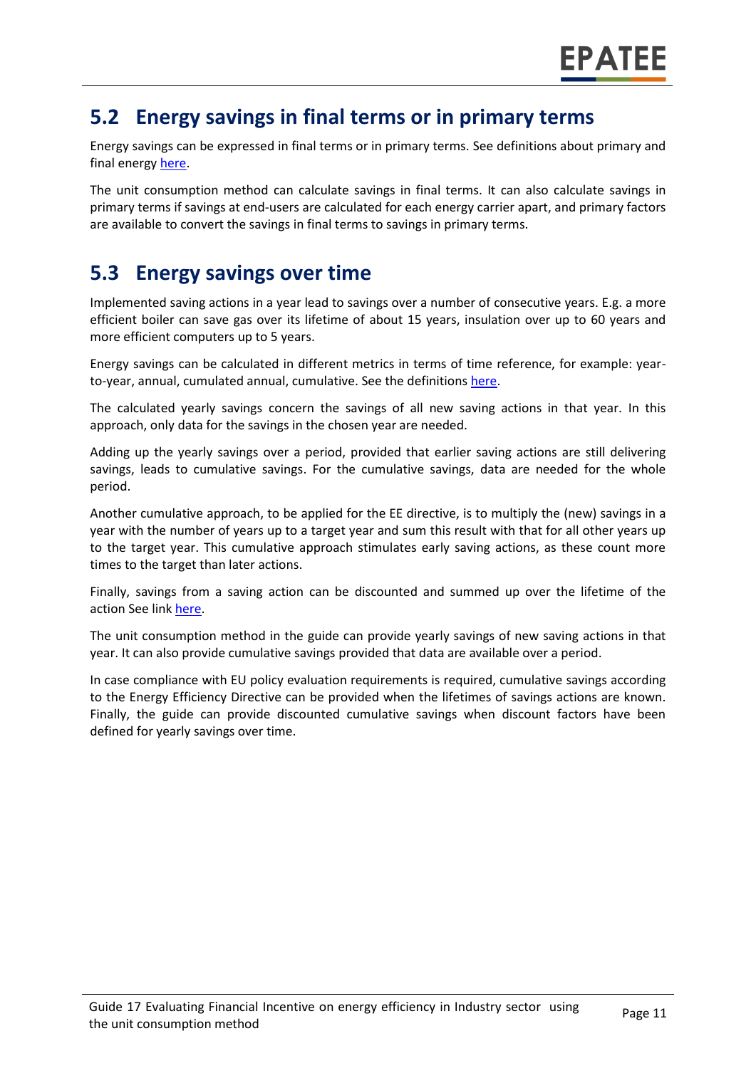## 5.2 Energy savings in final terms or in primary terms

Energy savings can be expressed in final terms or in primary terms. See definitions about primary and final energy here.

The unit consumption method can calculate savings in final terms. It can also calculate savings in primary terms if savings at end-users are calculated for each energy carrier apart, and primary factors are available to convert the savings in final terms to savings in primary terms.

## 5.3 Energy savings over time

Implemented saving actions in a year lead to savings over a number of consecutive years. E.g. a more efficient boiler can save gas over its lifetime of about 15 years, insulation over up to 60 years and more efficient computers up to 5 years.

Energy savings can be calculated in different metrics in terms of time reference, for example: year-to-year, annual, cumulated annual, cumulative. See the definitions here.

The calculated yearly savings concern the savings of all new saving actions in that year. In this approach, only data for the savings in the chosen year are needed.

Adding up the yearly savings over a period, provided that earlier saving actions are still delivering savings, leads to cumulative savings. For the cumulative savings, data are needed for the whole period.

Another cumulative approach, to be applied for the EE directive, is to multiply the (new) savings in a year with the number of years up to a target year and sum this result with that for all other years up to the target year. This cumulative approach stimulates early saving actions, as these count more times to the target than later actions.

Finally, savings from a saving action can be discounted and summed up over the lifetime of the action See link here.

The unit consumption method in the guide can provide yearly savings of new saving actions in that year. It can also provide cumulative savings provided that data are available over a period.

In case compliance with EU policy evaluation requirements is required, cumulative savings according to the Energy Efficiency Directive can be provided when the lifetimes of savings actions are known. Finally, the guide can provide discounted cumulative savings when discount factors have been defined for yearly savings over time.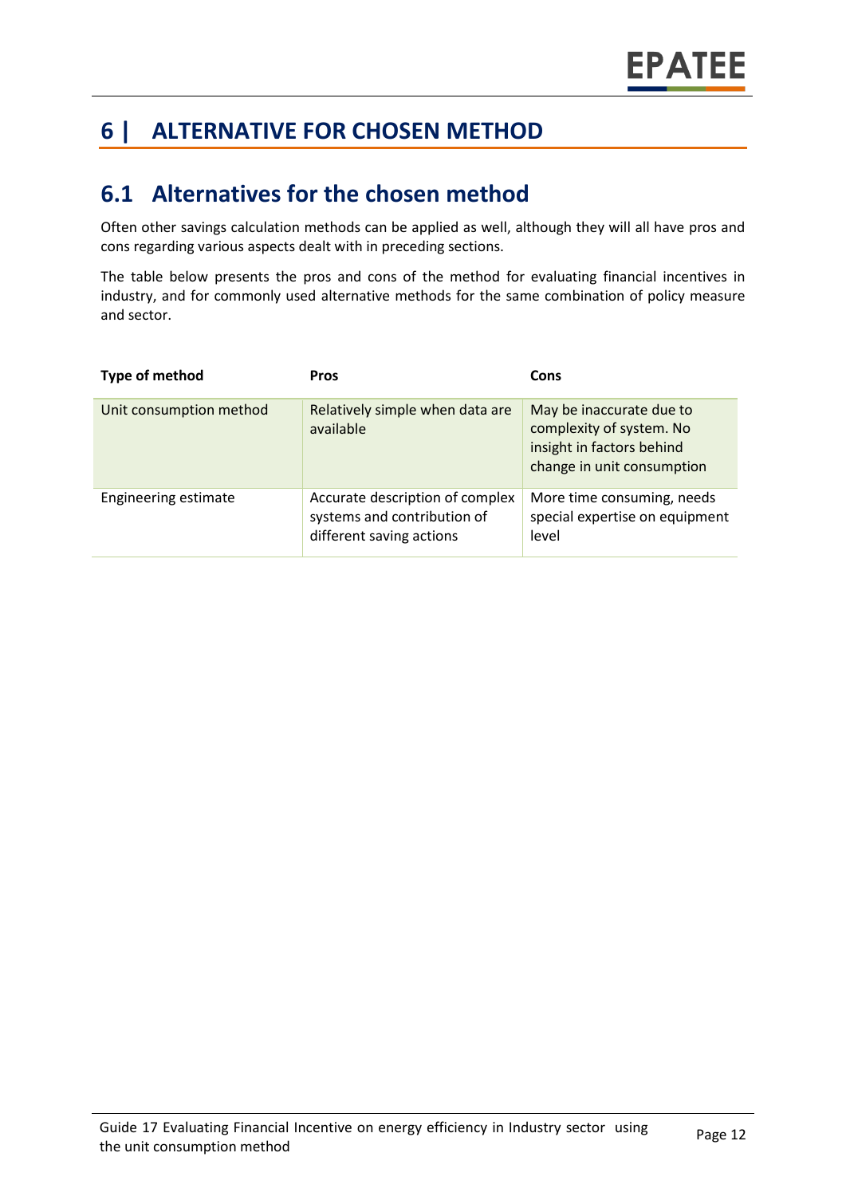# 6 | ALTERNATIVE FOR CHOSEN METHOD

## 6.1 Alternatives for the chosen method

Often other savings calculation methods can be applied as well, although they will all have pros and cons regarding various aspects dealt with in preceding sections.

The table below presents the pros and cons of the method for evaluating financial incentives in industry, and for commonly used alternative methods for the same combination of policy measure and sector.

| Type of method | Pros | Cons |
|---|---|---|
| Unit consumption method | Relatively simple when data are available | May be inaccurate due to complexity of system. No insight in factors behind change in unit consumption |
| Engineering estimate | Accurate description of complex systems and contribution of different saving actions | More time consuming, needs special expertise on equipment level |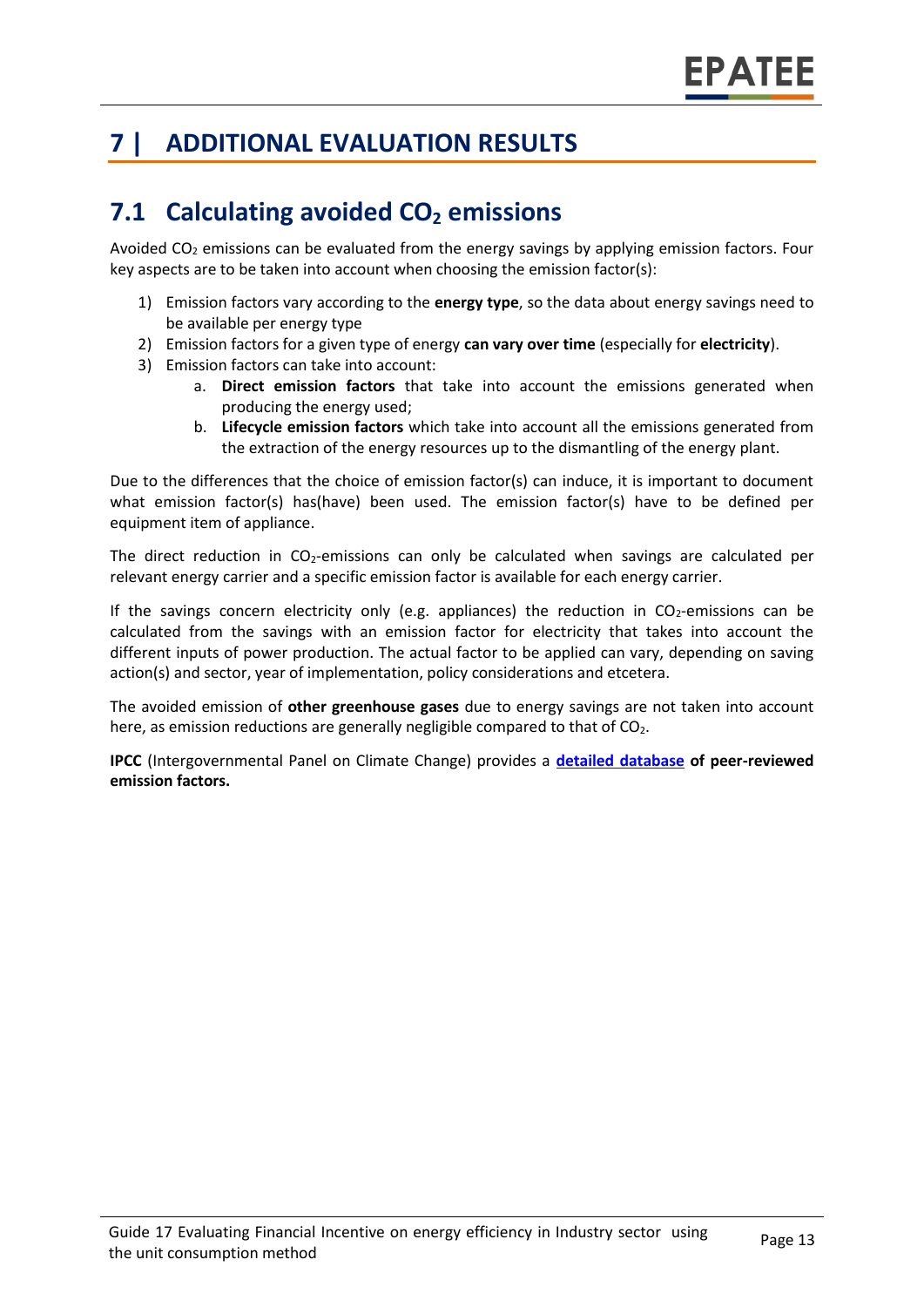# 7 | ADDITIONAL EVALUATION RESULTS

## 7.1 Calculating avoided $CO_2$ emissions

Avoided $CO_2$ emissions can be evaluated from the energy savings by applying emission factors. Four key aspects are to be taken into account when choosing the emission factor(s):

1) Emission factors vary according to the **energy type**, so the data about energy savings need to be available per energy type
2) Emission factors for a given type of energy **can vary over time** (especially for **electricity**).
3) Emission factors can take into account:
    a. **Direct emission factors** that take into account the emissions generated when producing the energy used;
    b. **Lifecycle emission factors** which take into account all the emissions generated from the extraction of the energy resources up to the dismantling of the energy plant.

Due to the differences that the choice of emission factor(s) can induce, it is important to document what emission factor(s) has(have) been used. The emission factor(s) have to be defined per equipment item of appliance.

The direct reduction in $CO_2$-emissions can only be calculated when savings are calculated per relevant energy carrier and a specific emission factor is available for each energy carrier.

If the savings concern electricity only (e.g. appliances) the reduction in $CO_2$-emissions can be calculated from the savings with an emission factor for electricity that takes into account the different inputs of power production. The actual factor to be applied can vary, depending on saving action(s) and sector, year of implementation, policy considerations and etcetera.

The avoided emission of **other greenhouse gases** due to energy savings are not taken into account here, as emission reductions are generally negligible compared to that of $CO_2$.

**IPCC** (Intergovernmental Panel on Climate Change) provides a **detailed database of peer-reviewed emission factors.**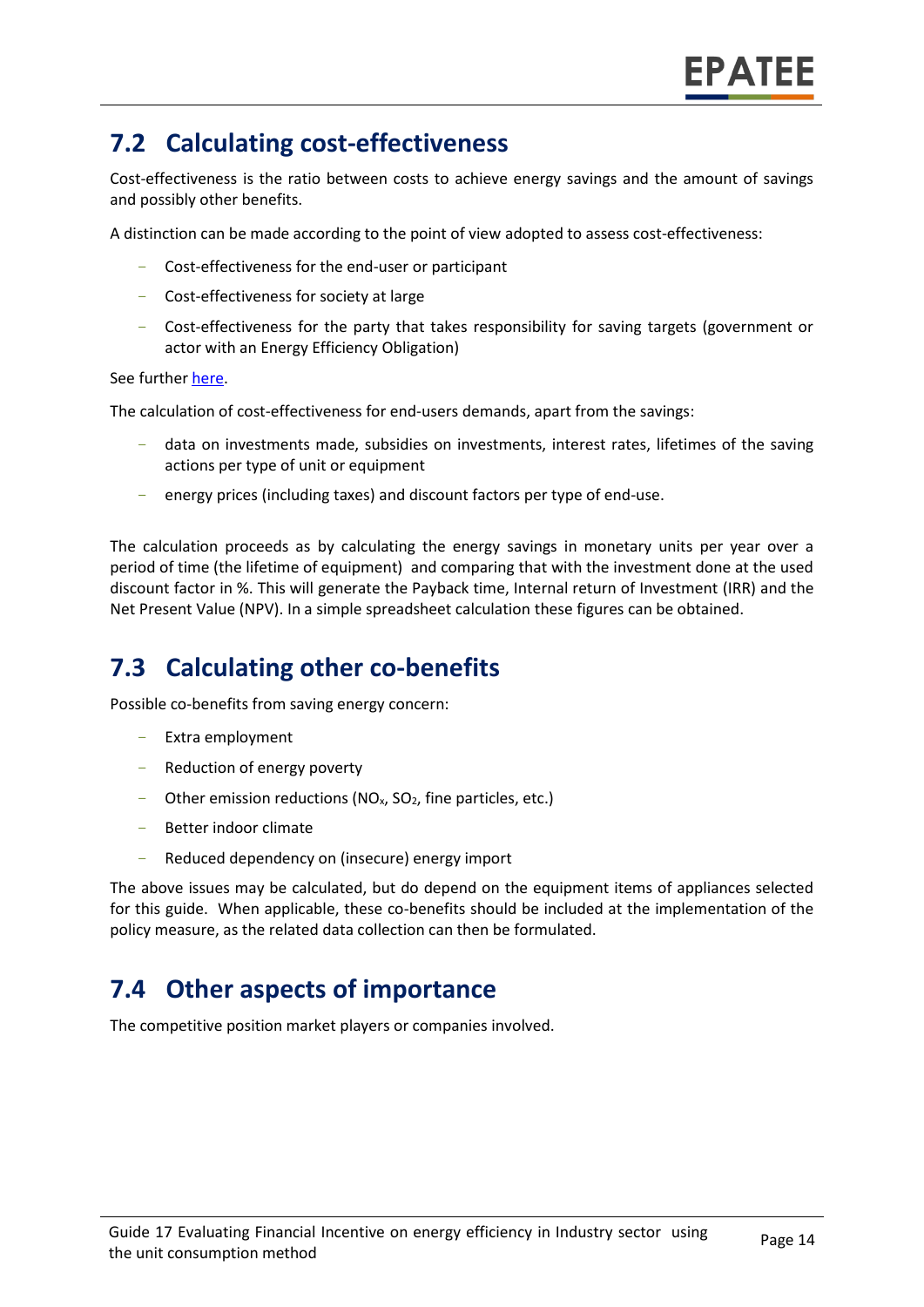## 7.2 Calculating cost-effectiveness

Cost-effectiveness is the ratio between costs to achieve energy savings and the amount of savings and possibly other benefits.

A distinction can be made according to the point of view adopted to assess cost-effectiveness:

- Cost-effectiveness for the end-user or participant
- Cost-effectiveness for society at large
- Cost-effectiveness for the party that takes responsibility for saving targets (government or actor with an Energy Efficiency Obligation)

See further here.

The calculation of cost-effectiveness for end-users demands, apart from the savings:

- data on investments made, subsidies on investments, interest rates, lifetimes of the saving actions per type of unit or equipment
- energy prices (including taxes) and discount factors per type of end-use.

The calculation proceeds as by calculating the energy savings in monetary units per year over a period of time (the lifetime of equipment) and comparing that with the investment done at the used discount factor in %. This will generate the Payback time, Internal return of Investment (IRR) and the Net Present Value (NPV). In a simple spreadsheet calculation these figures can be obtained.

## 7.3 Calculating other co-benefits

Possible co-benefits from saving energy concern:

- Extra employment
- Reduction of energy poverty
- Other emission reductions ($NO_x$, $SO_2$, fine particles, etc.)
- Better indoor climate
- Reduced dependency on (insecure) energy import

The above issues may be calculated, but do depend on the equipment items of appliances selected for this guide. When applicable, these co-benefits should be included at the implementation of the policy measure, as the related data collection can then be formulated.

## 7.4 Other aspects of importance

The competitive position market players or companies involved.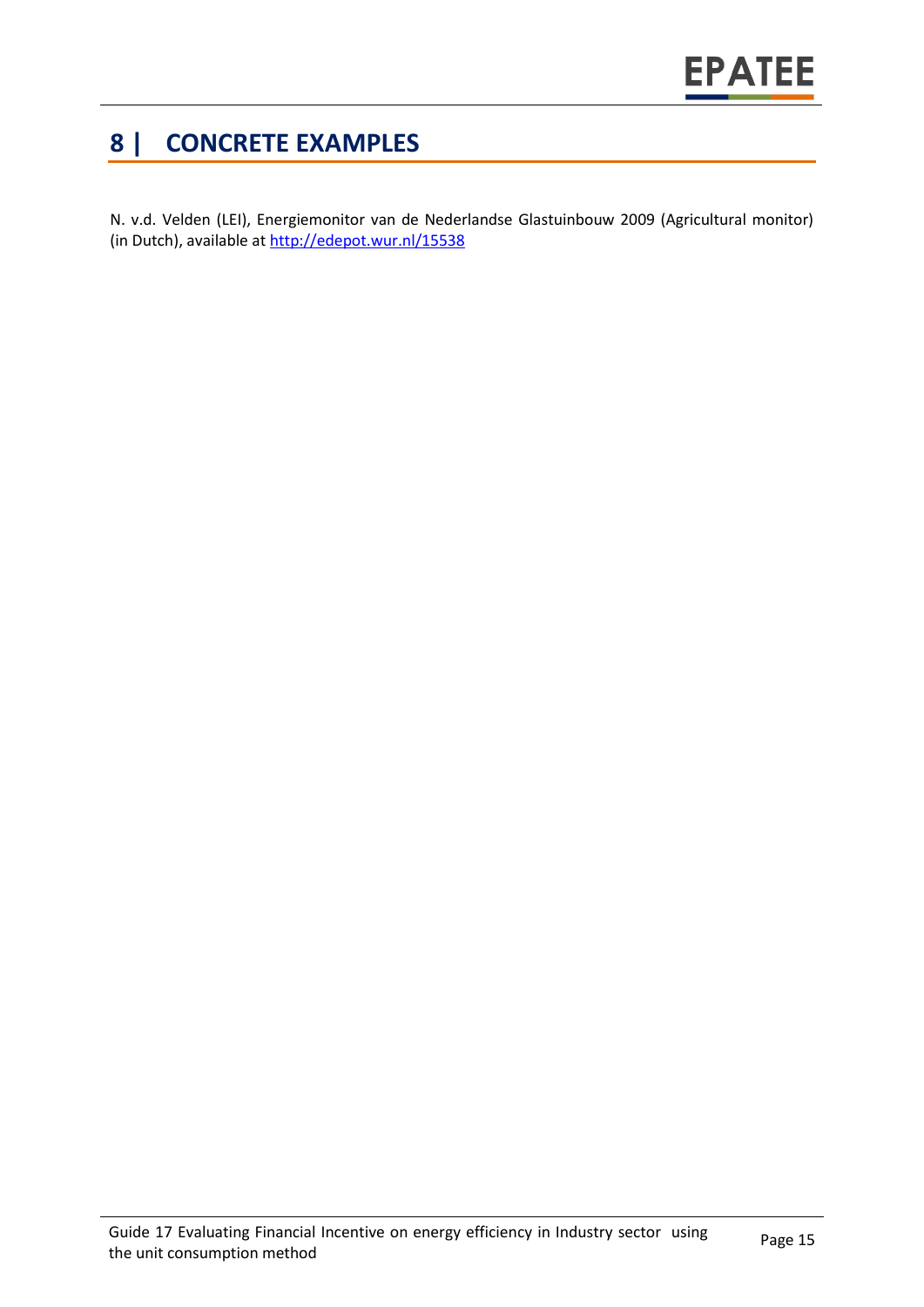# 8 | CONCRETE EXAMPLES

N. v.d. Velden (LEI), Energiemonitor van de Nederlandse Glastuinbouw 2009 (Agricultural monitor) (in Dutch), available at http://edepot.wur.nl/15538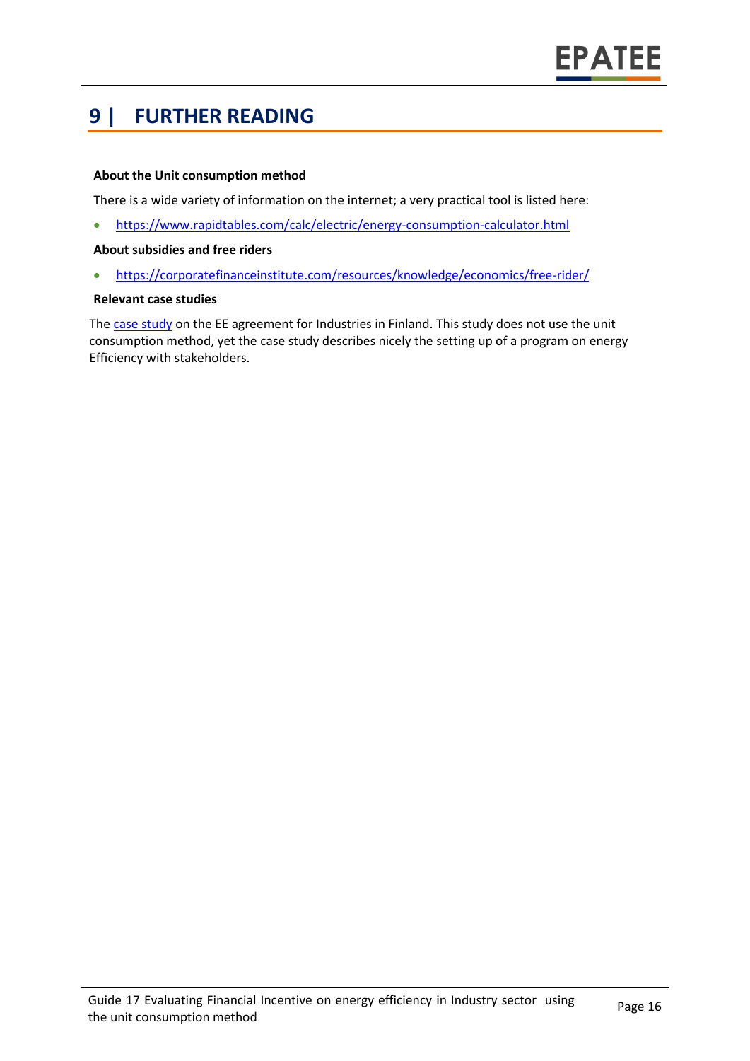# 9 | FURTHER READING

**About the Unit consumption method**

There is a wide variety of information on the internet; a very practical tool is listed here:

- https://www.rapidtables.com/calc/electric/energy-consumption-calculator.html

**About subsidies and free riders**

- https://corporatefinanceinstitute.com/resources/knowledge/economics/free-rider/

**Relevant case studies**

The case study on the EE agreement for Industries in Finland. This study does not use the unit consumption method, yet the case study describes nicely the setting up of a program on energy Efficiency with stakeholders.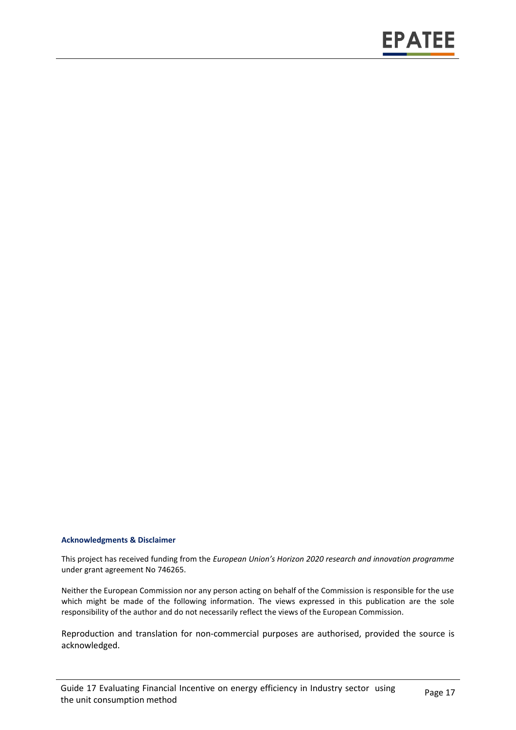**Acknowledgments & Disclaimer**

This project has received funding from the *European Union's Horizon 2020 research and innovation programme* under grant agreement No 746265.

Neither the European Commission nor any person acting on behalf of the Commission is responsible for the use which might be made of the following information. The views expressed in this publication are the sole responsibility of the author and do not necessarily reflect the views of the European Commission.

Reproduction and translation for non-commercial purposes are authorised, provided the source is acknowledged.